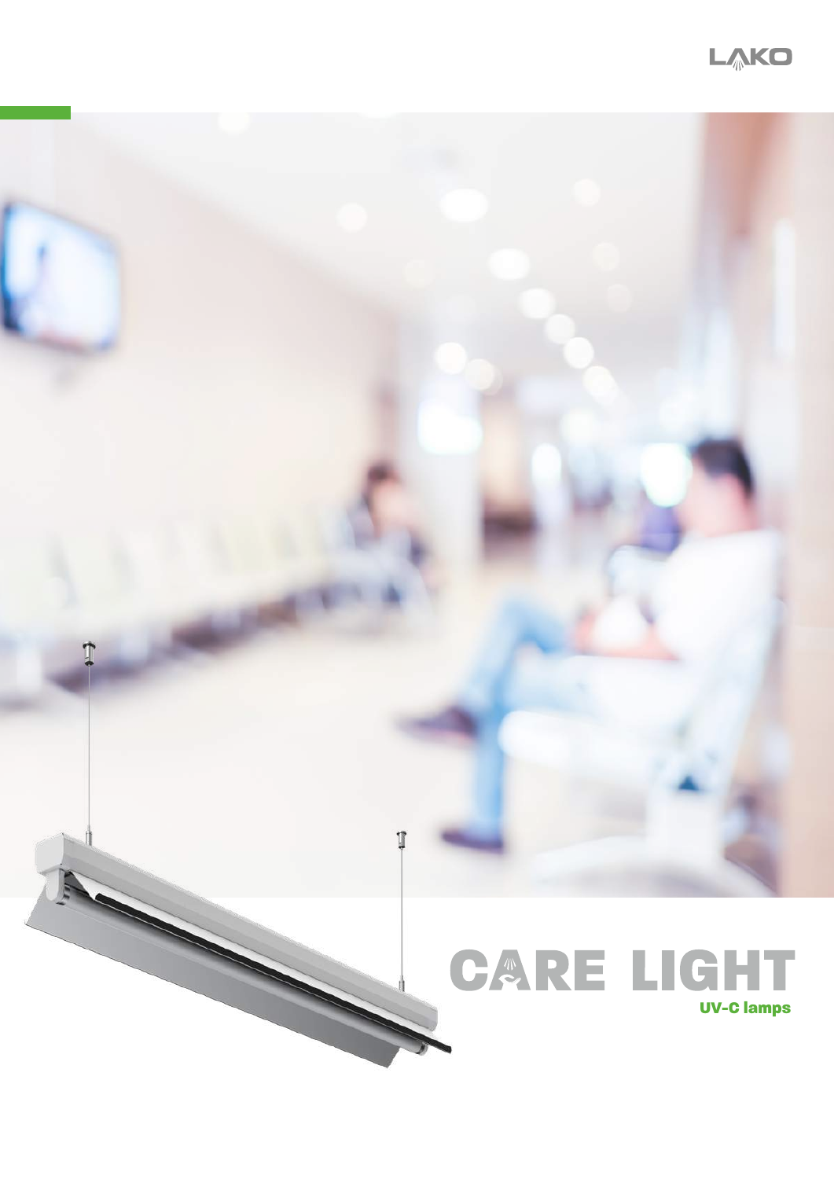LAKO

# CARE LIGHT

**UV-C lamps**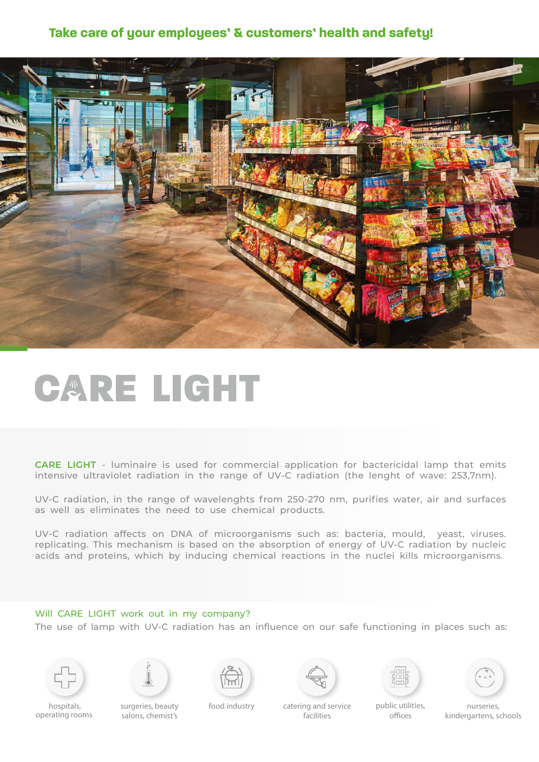## Take care of your employees' & customers' health and safety!

# CARE LIGHT

**CARE LIGHT** - luminaire is used for commercial application for bactericidal lamp that emits intensive ultraviolet radiation in the range of UV-C radiation (the lenght of wave: 253,7nm).

UV-C radiation, in the range of wavelenghts from 250-270 nm, purifies water, air and surfaces as well as eliminates the need to use chemical products.

UV-C radiation affects on DNA of microorganisms such as: bacteria, mould, yeast, viruses. replicating. This mechanism is based on the absorption of energy of UV-C radiation by nucleic acids and proteins, which by inducing chemical reactions in the nuclei kills microorganisms.

### Will CARE LIGHT work out in my company?

The use of lamp with UV-C radiation has an influence on our safe functioning in places such as:

- hospitals, operating rooms
- surgeries, beauty salons, chemist's
- food industry
- catering and service facilities
- public utilities, offices
- nurseries, kindergartens, schools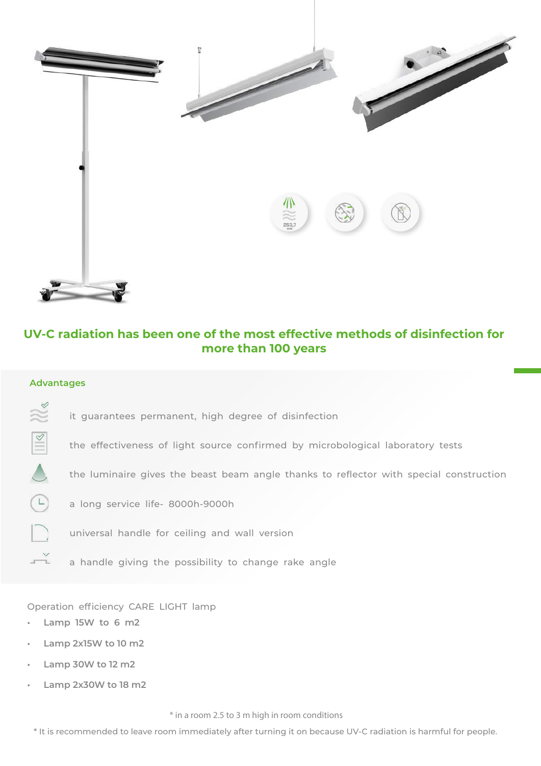## UV-C radiation has been one of the most effective methods of disinfection for more than 100 years

### Advantages

- it guarantees permanent, high degree of disinfection
- the effectiveness of light source confirmed by microbiological laboratory tests
- the luminaire gives the beast beam angle thanks to reflector with special construction
- a long service life- 8000h-9000h
- universal handle for ceiling and wall version
- a handle giving the possibility to change rake angle

Operation efficiency CARE LIGHT lamp

- **Lamp 15W to 6 m2**
- **Lamp 2x15W to 10 m2**
- **Lamp 30W to 12 m2**
- **Lamp 2x30W to 18 m2**

* in a room 2.5 to 3 m high in room conditions

* It is recommended to leave room immediately after turning it on because UV-C radiation is harmful for people.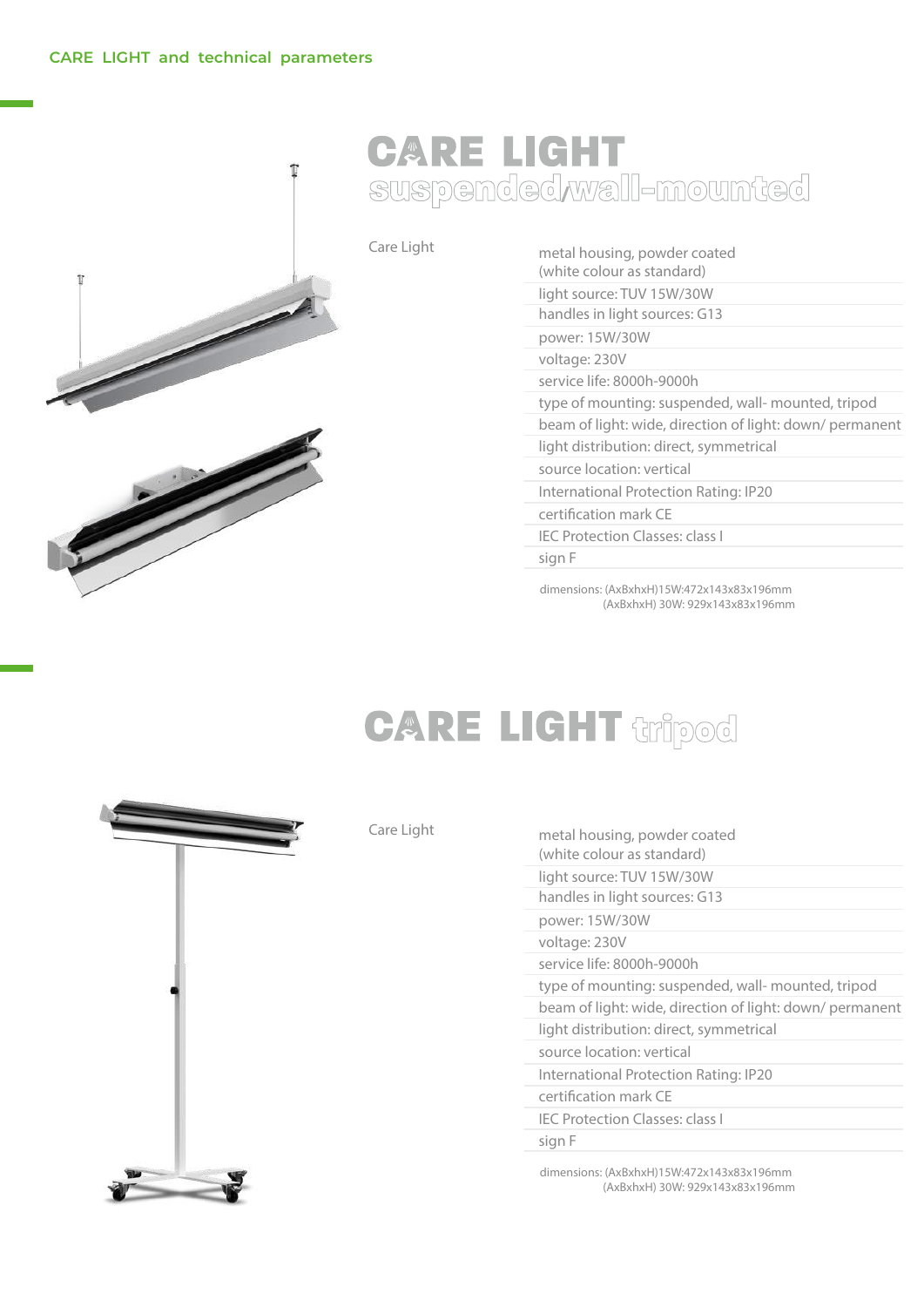CARE LIGHT and technical parameters

# CARE LIGHT
## suspended/wall-mounted

Care Light

- metal housing, powder coated (white colour as standard)
- light source: TUV 15W/30W
- handles in light sources: G13
- power: 15W/30W
- voltage: 230V
- service life: 8000h-9000h
- type of mounting: suspended, wall- mounted, tripod
- beam of light: wide, direction of light: down/ permanent
- light distribution: direct, symmetrical
- source location: vertical
- International Protection Rating: IP20
- certification mark CE
- IEC Protection Classes: class I
- sign F

dimensions: (AxBxhxH)15W:472x143x83x196mm
(AxBxhxH) 30W: 929x143x83x196mm

# CARE LIGHT tripod

Care Light

- metal housing, powder coated (white colour as standard)
- light source: TUV 15W/30W
- handles in light sources: G13
- power: 15W/30W
- voltage: 230V
- service life: 8000h-9000h
- type of mounting: suspended, wall- mounted, tripod
- beam of light: wide, direction of light: down/ permanent
- light distribution: direct, symmetrical
- source location: vertical
- International Protection Rating: IP20
- certification mark CE
- IEC Protection Classes: class I
- sign F

dimensions: (AxBxhxH)15W:472x143x83x196mm
(AxBxhxH) 30W: 929x143x83x196mm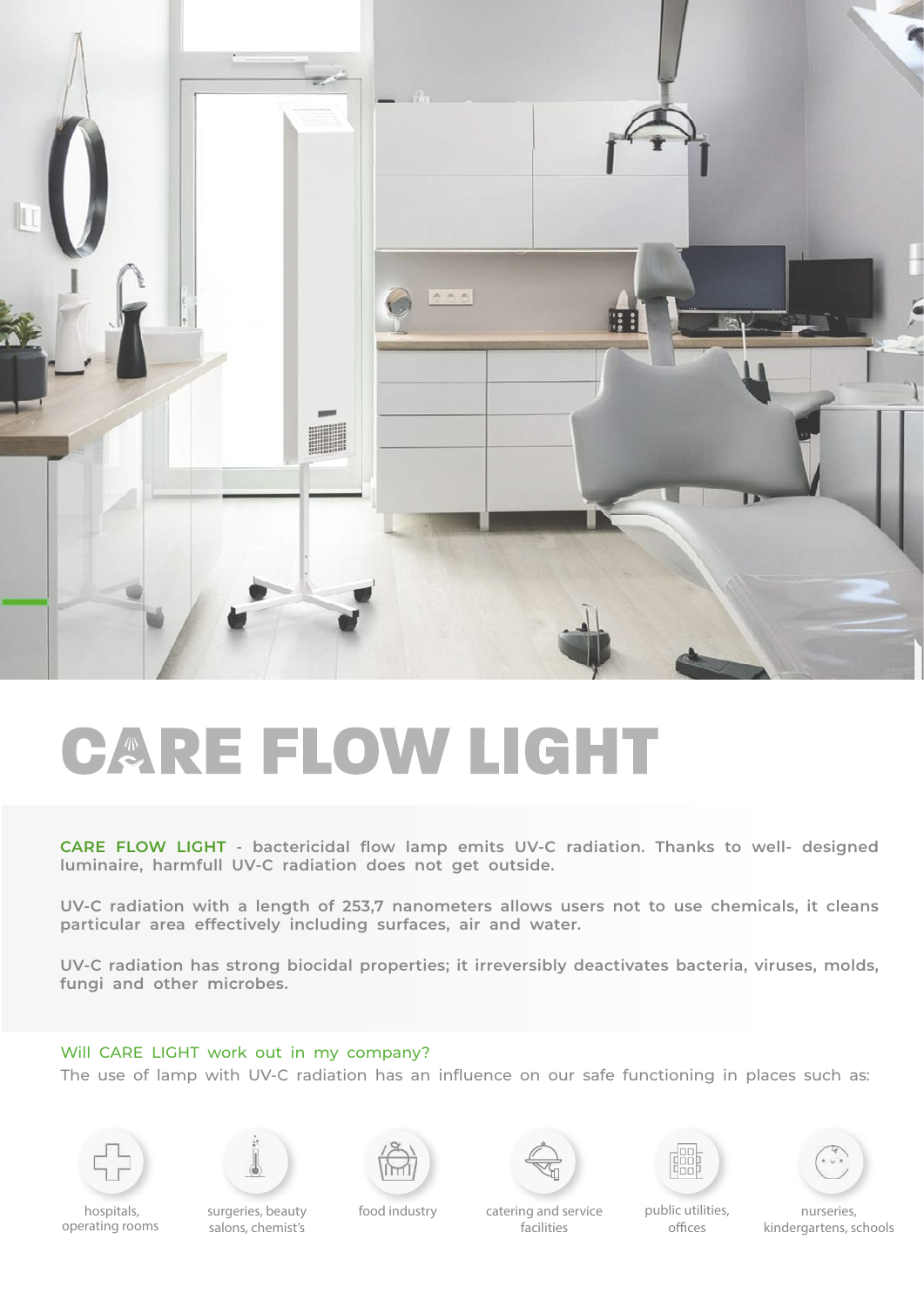# CARE FLOW LIGHT

**CARE FLOW LIGHT - bactericidal flow lamp emits UV-C radiation. Thanks to well- designed luminaire, harmfull UV-C radiation does not get outside.**

**UV-C radiation with a length of 253,7 nanometers allows users not to use chemicals, it cleans particular area effectively including surfaces, air and water.**

**UV-C radiation has strong biocidal properties; it irreversibly deactivates bacteria, viruses, molds, fungi and other microbes.**

Will CARE LIGHT work out in my company?

The use of lamp with UV-C radiation has an influence on our safe functioning in places such as:

- hospitals, operating rooms
- surgeries, beauty salons, chemist's
- food industry
- catering and service facilities
- public utilities, offices
- nurseries, kindergartens, schools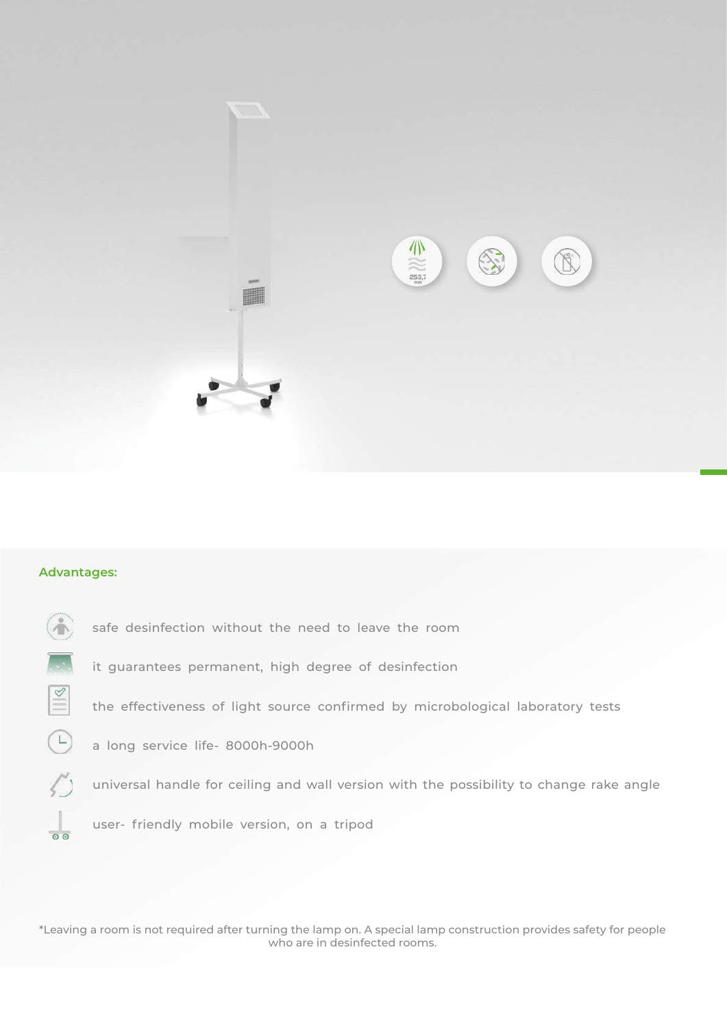## Advantages:

- safe desinfection without the need to leave the room
- it guarantees permanent, high degree of desinfection
- the effectiveness of light source confirmed by microbiological laboratory tests
- a long service life- 8000h-9000h
- universal handle for ceiling and wall version with the possibility to change rake angle
- user- friendly mobile version, on a tripod

*Leaving a room is not required after turning the lamp on. A special lamp construction provides safety for people who are in desinfected rooms.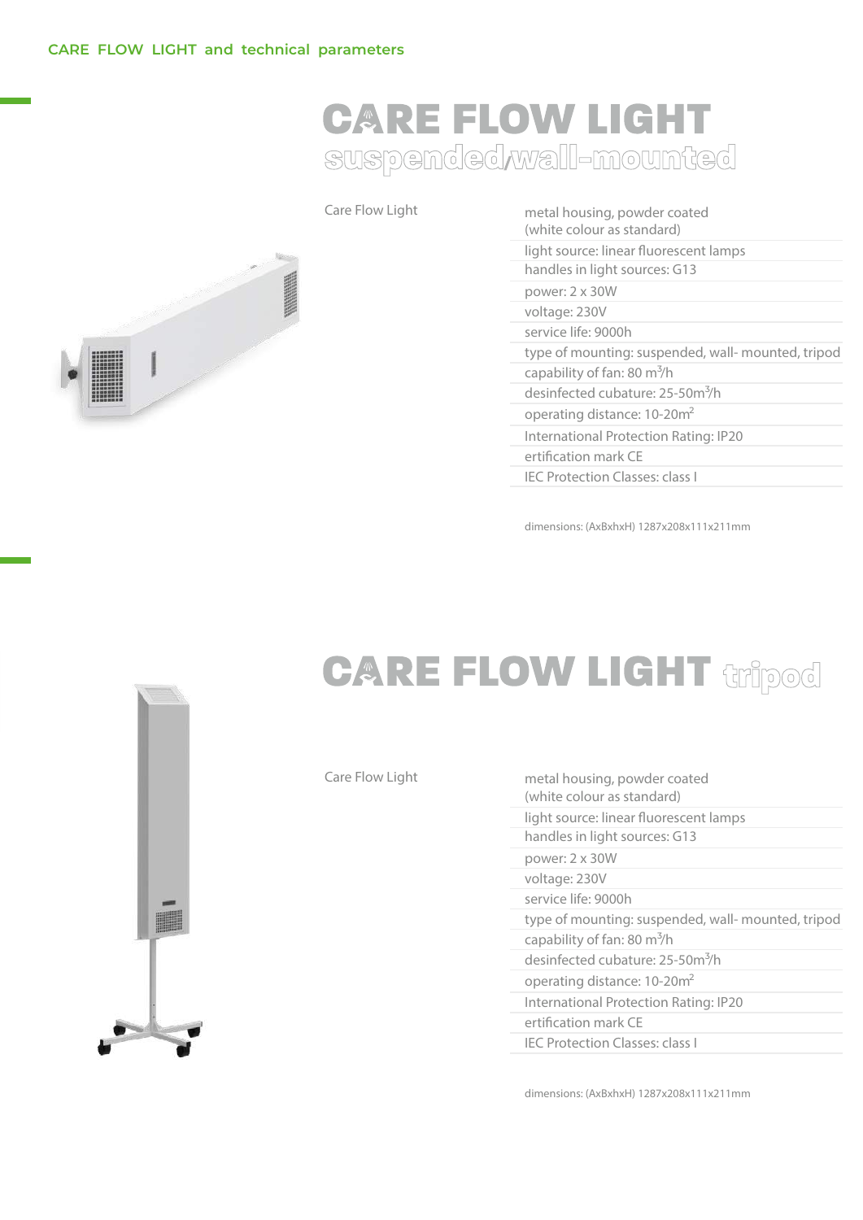CARE FLOW LIGHT and technical parameters

# CARE FLOW LIGHT
## suspended/wall-mounted

Care Flow Light

- metal housing, powder coated (white colour as standard)
- light source: linear fluorescent lamps
- handles in light sources: G13
- power: 2 x 30W
- voltage: 230V
- service life: 9000h
- type of mounting: suspended, wall- mounted, tripod
- capability of fan: 80 m³/h
- desinfected cubature: 25-50m³/h
- operating distance: 10-20m²
- International Protection Rating: IP20
- ertification mark CE
- IEC Protection Classes: class I

dimensions: (AxBxhxH) 1287x208x111x211mm

# CARE FLOW LIGHT tripod

Care Flow Light

- metal housing, powder coated (white colour as standard)
- light source: linear fluorescent lamps
- handles in light sources: G13
- power: 2 x 30W
- voltage: 230V
- service life: 9000h
- type of mounting: suspended, wall- mounted, tripod
- capability of fan: 80 m³/h
- desinfected cubature: 25-50m³/h
- operating distance: 10-20m²
- International Protection Rating: IP20
- ertification mark CE
- IEC Protection Classes: class I

dimensions: (AxBxhxH) 1287x208x111x211mm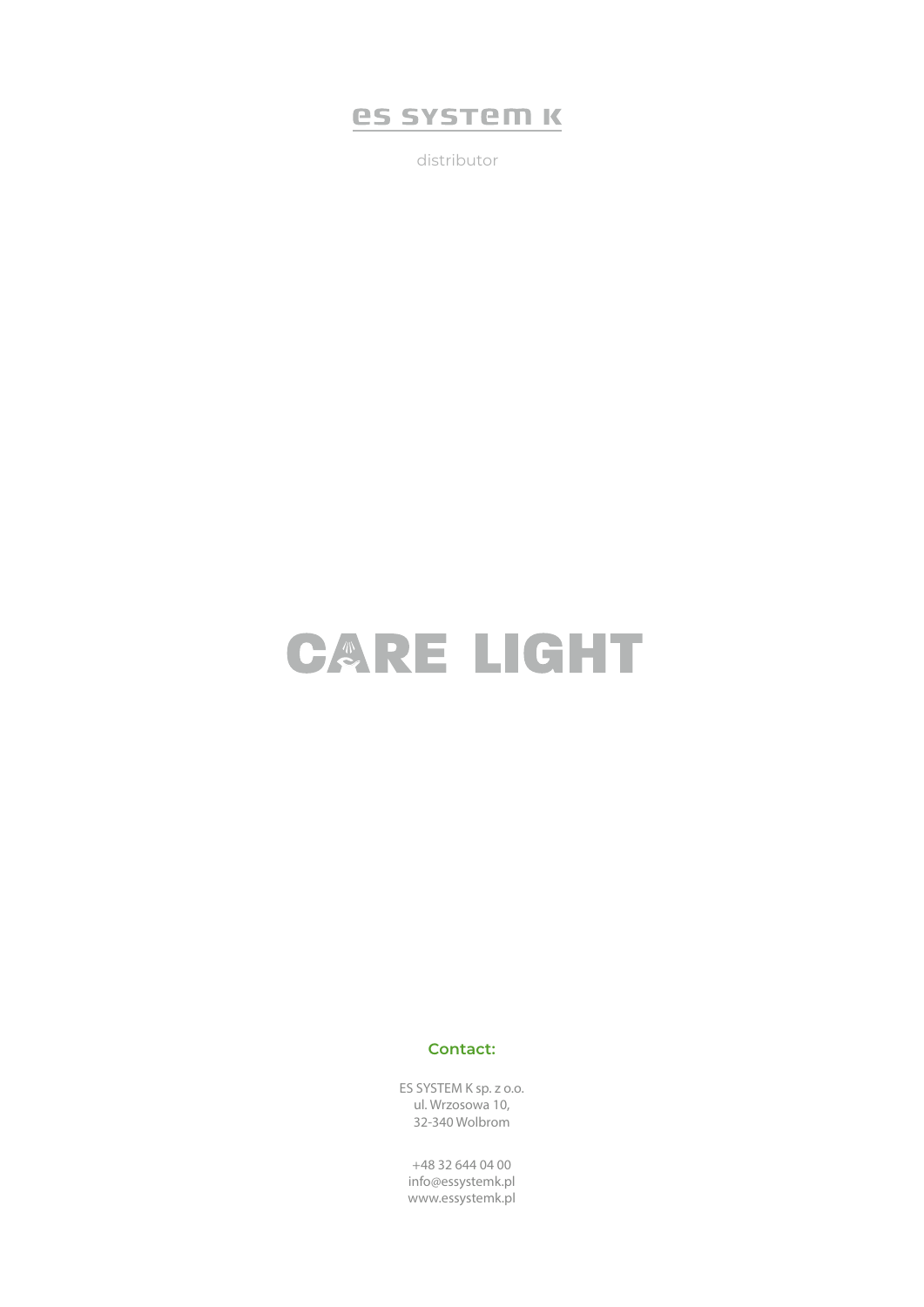ES SYSTEM K

distributor

CARE LIGHT

**Contact:**

ES SYSTEM K sp. z o.o.
ul. Wrzosowa 10,
32-340 Wolbrom

+48 32 644 04 00
info@essystemk.pl
www.essystemk.pl